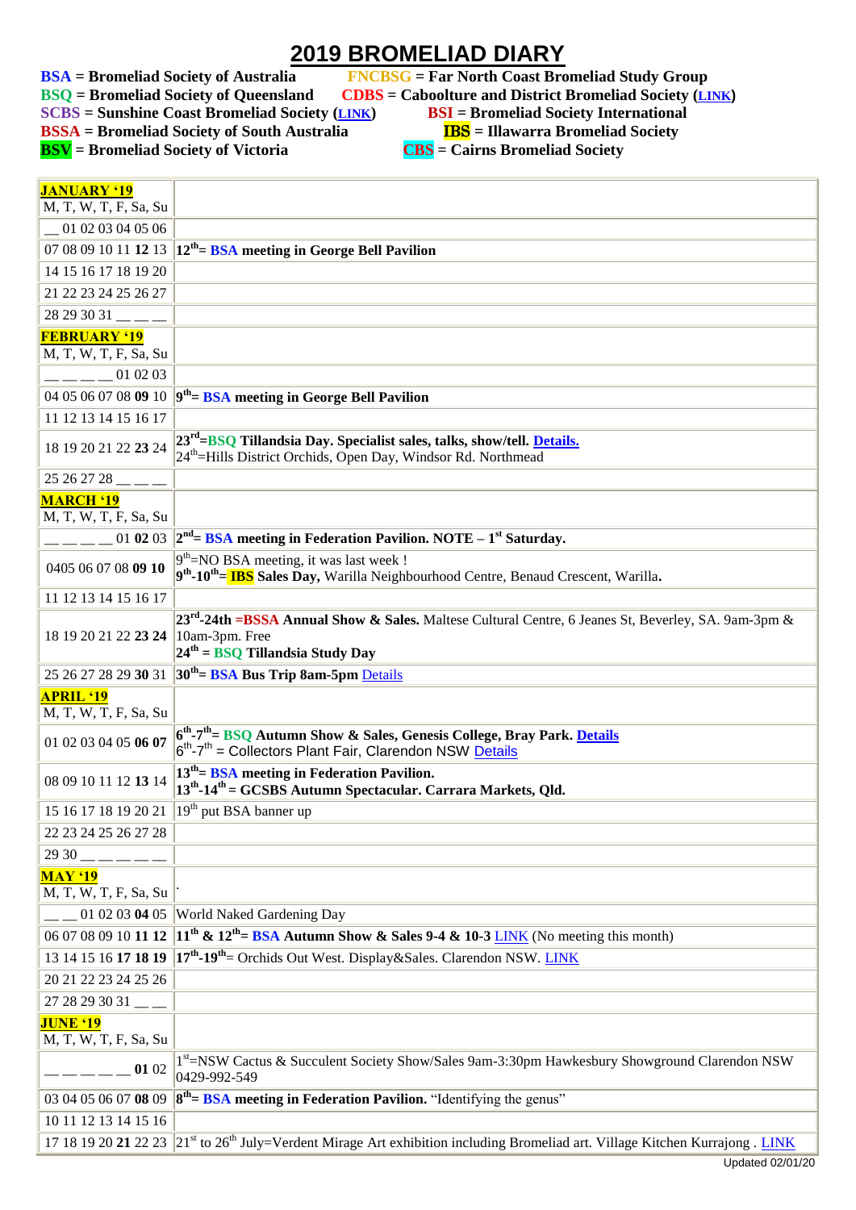# 2019 BROMELIAD DIARY

**BSA** = **Bromeliad Society of Australia**
**BSQ** = **Bromeliad Society of Queensland**
**SCBS** = **Sunshine Coast Bromeliad Society** (**LINK**)
**BSSA** = **Bromeliad Society of South Australia**
**BSV** = **Bromeliad Society of Victoria**
**FNCBSG** = **Far North Coast Bromeliad Study Group**
**CDBS** = **Caboolture and District Bromeliad Society** (**LINK**)
**BSI** = **Bromeliad Society International**
**IBS** = **Illawarra Bromeliad Society**
**CBS** = **Cairns Bromeliad Society**

| | |
|---|---|
| **JANUARY '19**<br>M, T, W, T, F, Sa, Su | |
| __ 01 02 03 04 05 06 | |
| 07 08 09 10 11 **12** 13 | **12th= BSA meeting in George Bell Pavilion** |
| 14 15 16 17 18 19 20 | |
| 21 22 23 24 25 26 27 | |
| 28 29 30 31 __ __ __ | |
| **FEBRUARY '19**<br>M, T, W, T, F, Sa, Su | |
| __ __ __ __ 01 02 03 | |
| 04 05 06 07 08 **09** 10 | **9th= BSA meeting in George Bell Pavilion** |
| 11 12 13 14 15 16 17 | |
| 18 19 20 21 22 **23** 24 | **23rd=BSQ Tillandsia Day. Specialist sales, talks, show/tell. Details.**<br>24th=Hills District Orchids, Open Day, Windsor Rd. Northmead |
| 25 26 27 28 __ __ __ | |
| **MARCH '19**<br>M, T, W, T, F, Sa, Su | |
| __ __ __ __ 01 **02** 03 | **2nd= BSA meeting in Federation Pavilion. NOTE – 1st Saturday.** |
| 0405 06 07 08 **09 10** | 9th=NO BSA meeting, it was last week !<br>**9th-10th= IBS Sales Day,** Warilla Neighbourhood Centre, Benaud Crescent, Warilla**.** |
| 11 12 13 14 15 16 17 | |
| 18 19 20 21 22 **23 24** | **23rd-24th =BSSA Annual Show & Sales.** Maltese Cultural Centre, 6 Jeanes St, Beverley, SA. 9am-3pm & 10am-3pm. Free<br>**24th = BSQ Tillandsia Study Day** |
| 25 26 27 28 29 **30** 31 | **30th= BSA Bus Trip 8am-5pm** Details |
| **APRIL '19**<br>M, T, W, T, F, Sa, Su | |
| 01 02 03 04 05 **06 07** | **6th-7th= BSQ Autumn Show & Sales, Genesis College, Bray Park. Details**<br>6th-7th = Collectors Plant Fair, Clarendon NSW Details |
| 08 09 10 11 12 **13** 14 | **13th= BSA meeting in Federation Pavilion.**<br>**13th-14th = GCSBS Autumn Spectacular. Carrara Markets, Qld.** |
| 15 16 17 18 19 20 21 | 19th put BSA banner up |
| 22 23 24 25 26 27 28 | |
| 29 30 __ __ __ __ __ | |
| **MAY '19**<br>M, T, W, T, F, Sa, Su | . |
| __ __ 01 02 03 **04** 05 | World Naked Gardening Day |
| 06 07 08 09 10 **11 12** | **11th & 12th= BSA Autumn Show & Sales 9-4 & 10-3** LINK (No meeting this month) |
| 13 14 15 16 **17 18 19** | **17th-19th**= Orchids Out West. Display&Sales. Clarendon NSW. LINK |
| 20 21 22 23 24 25 26 | |
| 27 28 29 30 31 __ __ | |
| **JUNE '19**<br>M, T, W, T, F, Sa, Su | |
| __ __ __ __ __ **01** 02 | 1st=NSW Cactus & Succulent Society Show/Sales 9am-3:30pm Hawkesbury Showground Clarendon NSW 0429-992-549 |
| 03 04 05 06 07 **08** 09 | **8th= BSA meeting in Federation Pavilion.** "Identifying the genus" |
| 10 11 12 13 14 15 16 | |
| 17 18 19 20 **21** 22 23 | 21st to 26th July=Verdent Mirage Art exhibition including Bromeliad art. Village Kitchen Kurrajong . LINK |

Updated 02/01/20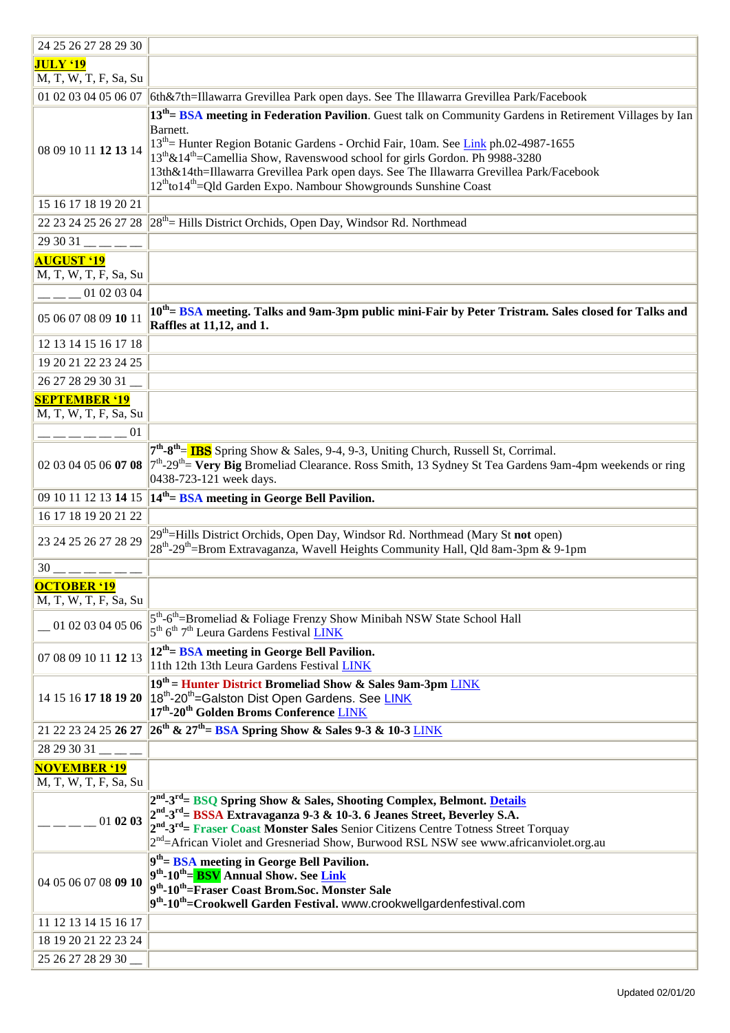| | |
|---|---|
| 24 25 26 27 28 29 30 | |
| **JULY '19** M, T, W, T, F, Sa, Su | |
| 01 02 03 04 05 06 07 | 6th&7th=Illawarra Grevillea Park open days. See The Illawarra Grevillea Park/Facebook |
| 08 09 10 11 **12** **13** 14 | **13th= BSA meeting in Federation Pavilion**. Guest talk on Community Gardens in Retirement Villages by Ian Barnett.<br>13th= Hunter Region Botanic Gardens - Orchid Fair, 10am. See Link ph.02-4987-1655<br>13th&14th=Camellia Show, Ravenswood school for girls Gordon. Ph 9988-3280<br>13th&14th=Illawarra Grevillea Park open days. See The Illawarra Grevillea Park/Facebook<br>12thto14th=Qld Garden Expo. Nambour Showgrounds Sunshine Coast |
| 15 16 17 18 19 20 21 | |
| 22 23 24 25 26 27 28 | 28th= Hills District Orchids, Open Day, Windsor Rd. Northmead |
| 29 30 31 __ __ __ __ | |
| **AUGUST '19** M, T, W, T, F, Sa, Su | |
| __ __ __ 01 02 03 04 | |
| 05 06 07 08 09 **10** 11 | **10th= BSA meeting. Talks and 9am-3pm public mini-Fair by Peter Tristram. Sales closed for Talks and Raffles at 11,12, and 1.** |
| 12 13 14 15 16 17 18 | |
| 19 20 21 22 23 24 25 | |
| 26 27 28 29 30 31 __ | |
| **SEPTEMBER '19** M, T, W, T, F, Sa, Su | |
| __ __ __ __ __ __ 01 | |
| 02 03 04 05 06 **07** **08** | **7th-8th= IBS** Spring Show & Sales, 9-4, 9-3, Uniting Church, Russell St, Corrimal.<br>7th-29th= **Very Big** Bromeliad Clearance. Ross Smith, 13 Sydney St Tea Gardens 9am-4pm weekends or ring 0438-723-121 week days. |
| 09 10 11 12 13 **14** 15 | **14th= BSA meeting in George Bell Pavilion.** |
| 16 17 18 19 20 21 22 | |
| 23 24 25 26 27 28 29 | 29th=Hills District Orchids, Open Day, Windsor Rd. Northmead (Mary St **not** open)<br>28th-29th=Brom Extravaganza, Wavell Heights Community Hall, Qld 8am-3pm & 9-1pm |
| 30 __ __ __ __ __ __ | |
| **OCTOBER '19** M, T, W, T, F, Sa, Su | |
| __ 01 02 03 04 05 06 | 5th-6th=Bromeliad & Foliage Frenzy Show Minibah NSW State School Hall<br>5th 6th 7th Leura Gardens Festival LINK |
| 07 08 09 10 11 **12** 13 | **12th= BSA meeting in George Bell Pavilion.**<br>11th 12th 13th Leura Gardens Festival LINK |
| 14 15 16 **17** **18** **19** **20** | **19th = Hunter District Bromeliad Show & Sales 9am-3pm** LINK<br>18th-20th=Galston Dist Open Gardens. See LINK<br>**17th-20th Golden Broms Conference** LINK |
| 21 22 23 24 25 **26** **27** | **26th & 27th= BSA Spring Show & Sales 9-3 & 10-3** LINK |
| 28 29 30 31 __ __ __ | |
| **NOVEMBER '19** M, T, W, T, F, Sa, Su | |
| __ __ __ __ 01 **02** **03** | **2nd-3rd= BSQ Spring Show & Sales, Shooting Complex, Belmont. Details**<br>**2nd-3rd= BSSA Extravaganza 9-3 & 10-3. 6 Jeanes Street, Beverley S.A.**<br>**2nd-3rd= Fraser Coast Monster Sales** Senior Citizens Centre Totness Street Torquay<br>2nd=African Violet and Gresneriad Show, Burwood RSL NSW see www.africanviolet.org.au |
| 04 05 06 07 08 **09** **10** | **9th= BSA meeting in George Bell Pavilion.**<br>**9th-10th= BSV Annual Show. See Link**<br>**9th-10th=Fraser Coast Brom.Soc. Monster Sale**<br>**9th-10th=Crookwell Garden Festival.** www.crookwellgardenfestival.com |
| 11 12 13 14 15 16 17 | |
| 18 19 20 21 22 23 24 | |
| 25 26 27 28 29 30 __ | |

Updated 02/01/20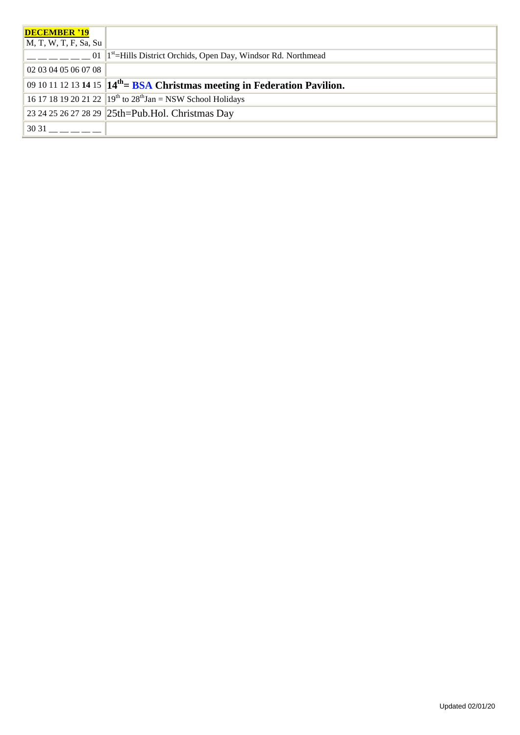| **DECEMBER '19** | |
|---|---|
| M, T, W, T, F, Sa, Su | |
| __ __ __ __ __ __ 01 | 1st=Hills District Orchids, Open Day, Windsor Rd. Northmead |
| 02 03 04 05 06 07 08 | |
| 09 10 11 12 13 **14** 15 | **14th= BSA Christmas meeting in Federation Pavilion.** |
| 16 17 18 19 20 21 22 | 19th to 28thJan = NSW School Holidays |
| 23 24 25 26 27 28 29 | 25th=Pub.Hol. Christmas Day |
| 30 31 __ __ __ __ __ | |

Updated 02/01/20